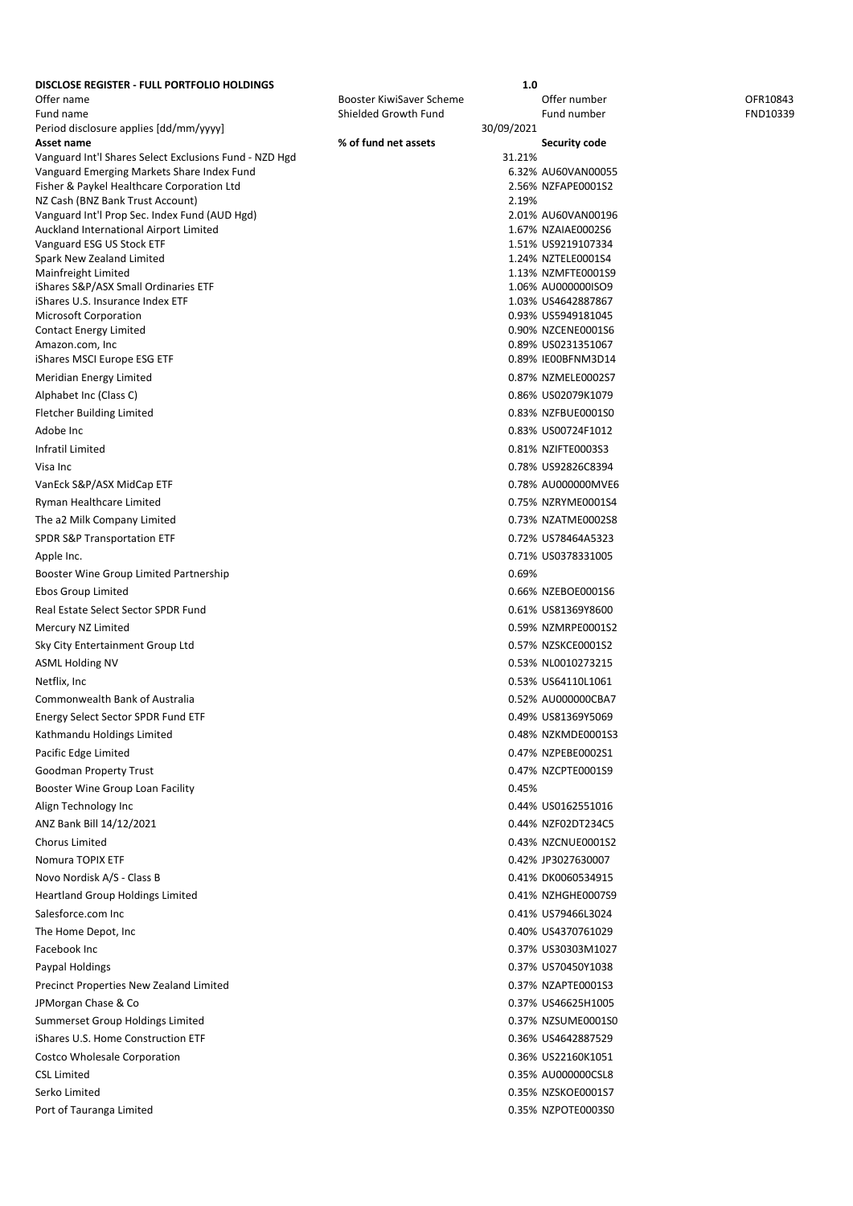**DISCLOSE REGISTER - FULL PORTFOLIO HOLDINGS** **1.0**

| | | | |
|---|---|---|---|
| Offer name | Booster KiwiSaver Scheme | Offer number | OFR10843 |
| Fund name | Shielded Growth Fund | Fund number | FND10339 |
| Period disclosure applies [dd/mm/yyyy] | 30/09/2021 | | |

| Asset name | % of fund net assets | Security code |
|---|---|---|
| Vanguard Int'l Shares Select Exclusions Fund - NZD Hgd | 31.21% | |
| Vanguard Emerging Markets Share Index Fund | 6.32% | AU60VAN00055 |
| Fisher & Paykel Healthcare Corporation Ltd | 2.56% | NZFAPE0001S2 |
| NZ Cash (BNZ Bank Trust Account) | 2.19% | |
| Vanguard Int'l Prop Sec. Index Fund (AUD Hgd) | 2.01% | AU60VAN00196 |
| Auckland International Airport Limited | 1.67% | NZAIAE0002S6 |
| Vanguard ESG US Stock ETF | 1.51% | US9219107334 |
| Spark New Zealand Limited | 1.24% | NZTELE0001S4 |
| Mainfreight Limited | 1.13% | NZMFTE0001S9 |
| iShares S&P/ASX Small Ordinaries ETF | 1.06% | AU000000ISO9 |
| iShares U.S. Insurance Index ETF | 1.03% | US4642887867 |
| Microsoft Corporation | 0.93% | US5949181045 |
| Contact Energy Limited | 0.90% | NZCENE0001S6 |
| Amazon.com, Inc | 0.89% | US0231351067 |
| iShares MSCI Europe ESG ETF | 0.89% | IE00BFNM3D14 |
| Meridian Energy Limited | 0.87% | NZMELE0002S7 |
| Alphabet Inc (Class C) | 0.86% | US02079K1079 |
| Fletcher Building Limited | 0.83% | NZFBUE0001S0 |
| Adobe Inc | 0.83% | US00724F1012 |
| Infratil Limited | 0.81% | NZIFTE0003S3 |
| Visa Inc | 0.78% | US92826C8394 |
| VanEck S&P/ASX MidCap ETF | 0.78% | AU000000MVE6 |
| Ryman Healthcare Limited | 0.75% | NZRYME0001S4 |
| The a2 Milk Company Limited | 0.73% | NZATME0002S8 |
| SPDR S&P Transportation ETF | 0.72% | US78464A5323 |
| Apple Inc. | 0.71% | US0378331005 |
| Booster Wine Group Limited Partnership | 0.69% | |
| Ebos Group Limited | 0.66% | NZEBOE0001S6 |
| Real Estate Select Sector SPDR Fund | 0.61% | US81369Y8600 |
| Mercury NZ Limited | 0.59% | NZMRPE0001S2 |
| Sky City Entertainment Group Ltd | 0.57% | NZSKCE0001S2 |
| ASML Holding NV | 0.53% | NL0010273215 |
| Netflix, Inc | 0.53% | US64110L1061 |
| Commonwealth Bank of Australia | 0.52% | AU000000CBA7 |
| Energy Select Sector SPDR Fund ETF | 0.49% | US81369Y5069 |
| Kathmandu Holdings Limited | 0.48% | NZKMDE0001S3 |
| Pacific Edge Limited | 0.47% | NZPEBE0002S1 |
| Goodman Property Trust | 0.47% | NZCPTE0001S9 |
| Booster Wine Group Loan Facility | 0.45% | |
| Align Technology Inc | 0.44% | US0162551016 |
| ANZ Bank Bill 14/12/2021 | 0.44% | NZF02DT234C5 |
| Chorus Limited | 0.43% | NZCNUE0001S2 |
| Nomura TOPIX ETF | 0.42% | JP3027630007 |
| Novo Nordisk A/S - Class B | 0.41% | DK0060534915 |
| Heartland Group Holdings Limited | 0.41% | NZHGHE0007S9 |
| Salesforce.com Inc | 0.41% | US79466L3024 |
| The Home Depot, Inc | 0.40% | US4370761029 |
| Facebook Inc | 0.37% | US30303M1027 |
| Paypal Holdings | 0.37% | US70450Y1038 |
| Precinct Properties New Zealand Limited | 0.37% | NZAPTE0001S3 |
| JPMorgan Chase & Co | 0.37% | US46625H1005 |
| Summerset Group Holdings Limited | 0.37% | NZSUME0001S0 |
| iShares U.S. Home Construction ETF | 0.36% | US4642887529 |
| Costco Wholesale Corporation | 0.36% | US22160K1051 |
| CSL Limited | 0.35% | AU000000CSL8 |
| Serko Limited | 0.35% | NZSKOE0001S7 |
| Port of Tauranga Limited | 0.35% | NZPOTE0003S0 |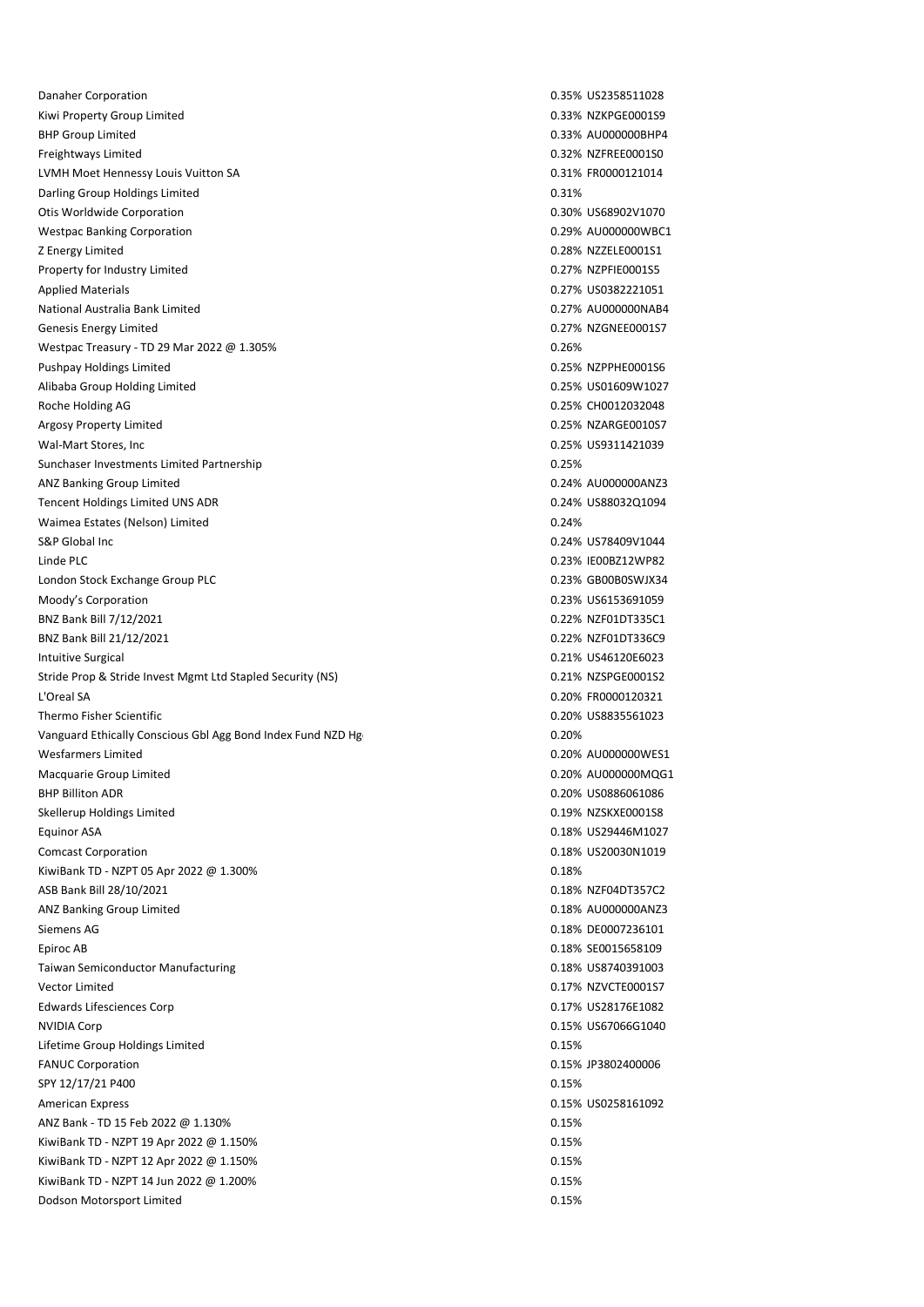| | | |
|---|---|---|
| Danaher Corporation | 0.35% | US2358511028 |
| Kiwi Property Group Limited | 0.33% | NZKPGE0001S9 |
| BHP Group Limited | 0.33% | AU000000BHP4 |
| Freightways Limited | 0.32% | NZFREE0001S0 |
| LVMH Moet Hennessy Louis Vuitton SA | 0.31% | FR0000121014 |
| Darling Group Holdings Limited | 0.31% | |
| Otis Worldwide Corporation | 0.30% | US68902V1070 |
| Westpac Banking Corporation | 0.29% | AU000000WBC1 |
| Z Energy Limited | 0.28% | NZZELE0001S1 |
| Property for Industry Limited | 0.27% | NZPFIE0001S5 |
| Applied Materials | 0.27% | US0382221051 |
| National Australia Bank Limited | 0.27% | AU000000NAB4 |
| Genesis Energy Limited | 0.27% | NZGNEE0001S7 |
| Westpac Treasury - TD 29 Mar 2022 @ 1.305% | 0.26% | |
| Pushpay Holdings Limited | 0.25% | NZPPHE0001S6 |
| Alibaba Group Holding Limited | 0.25% | US01609W1027 |
| Roche Holding AG | 0.25% | CH0012032048 |
| Argosy Property Limited | 0.25% | NZARGE0010S7 |
| Wal-Mart Stores, Inc | 0.25% | US9311421039 |
| Sunchaser Investments Limited Partnership | 0.25% | |
| ANZ Banking Group Limited | 0.24% | AU000000ANZ3 |
| Tencent Holdings Limited UNS ADR | 0.24% | US88032Q1094 |
| Waimea Estates (Nelson) Limited | 0.24% | |
| S&P Global Inc | 0.24% | US78409V1044 |
| Linde PLC | 0.23% | IE00BZ12WP82 |
| London Stock Exchange Group PLC | 0.23% | GB00B0SWJX34 |
| Moody's Corporation | 0.23% | US6153691059 |
| BNZ Bank Bill 7/12/2021 | 0.22% | NZF01DT335C1 |
| BNZ Bank Bill 21/12/2021 | 0.22% | NZF01DT336C9 |
| Intuitive Surgical | 0.21% | US46120E6023 |
| Stride Prop & Stride Invest Mgmt Ltd Stapled Security (NS) | 0.21% | NZSPGE0001S2 |
| L'Oreal SA | 0.20% | FR0000120321 |
| Thermo Fisher Scientific | 0.20% | US8835561023 |
| Vanguard Ethically Conscious Gbl Agg Bond Index Fund NZD Hg | 0.20% | |
| Wesfarmers Limited | 0.20% | AU000000WES1 |
| Macquarie Group Limited | 0.20% | AU000000MQG1 |
| BHP Billiton ADR | 0.20% | US0886061086 |
| Skellerup Holdings Limited | 0.19% | NZSKXE0001S8 |
| Equinor ASA | 0.18% | US29446M1027 |
| Comcast Corporation | 0.18% | US20030N1019 |
| KiwiBank TD - NZPT 05 Apr 2022 @ 1.300% | 0.18% | |
| ASB Bank Bill 28/10/2021 | 0.18% | NZF04DT357C2 |
| ANZ Banking Group Limited | 0.18% | AU000000ANZ3 |
| Siemens AG | 0.18% | DE0007236101 |
| Epiroc AB | 0.18% | SE0015658109 |
| Taiwan Semiconductor Manufacturing | 0.18% | US8740391003 |
| Vector Limited | 0.17% | NZVCTE0001S7 |
| Edwards Lifesciences Corp | 0.17% | US28176E1082 |
| NVIDIA Corp | 0.15% | US67066G1040 |
| Lifetime Group Holdings Limited | 0.15% | |
| FANUC Corporation | 0.15% | JP3802400006 |
| SPY 12/17/21 P400 | 0.15% | |
| American Express | 0.15% | US0258161092 |
| ANZ Bank - TD 15 Feb 2022 @ 1.130% | 0.15% | |
| KiwiBank TD - NZPT 19 Apr 2022 @ 1.150% | 0.15% | |
| KiwiBank TD - NZPT 12 Apr 2022 @ 1.150% | 0.15% | |
| KiwiBank TD - NZPT 14 Jun 2022 @ 1.200% | 0.15% | |
| Dodson Motorsport Limited | 0.15% | |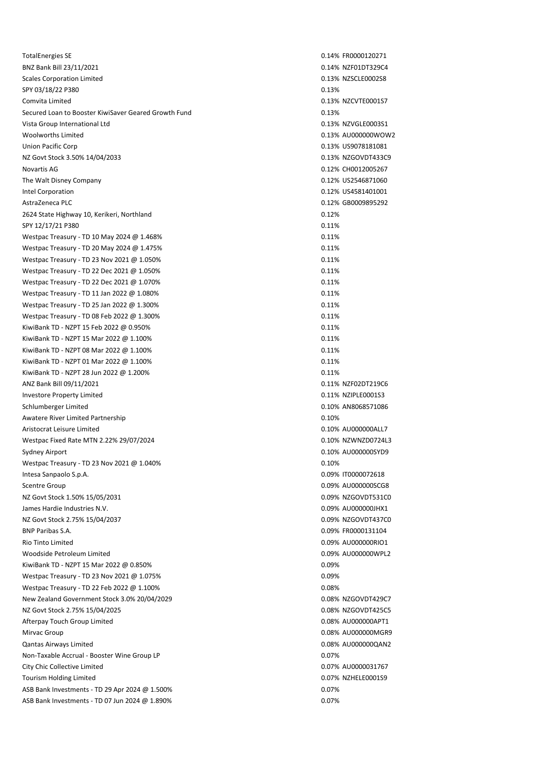| | | |
|---|---|---|
| TotalEnergies SE | 0.14% | FR0000120271 |
| BNZ Bank Bill 23/11/2021 | 0.14% | NZF01DT329C4 |
| Scales Corporation Limited | 0.13% | NZSCLE0002S8 |
| SPY 03/18/22 P380 | 0.13% | |
| Comvita Limited | 0.13% | NZCVTE0001S7 |
| Secured Loan to Booster KiwiSaver Geared Growth Fund | 0.13% | |
| Vista Group International Ltd | 0.13% | NZVGLE0003S1 |
| Woolworths Limited | 0.13% | AU000000WOW2 |
| Union Pacific Corp | 0.13% | US9078181081 |
| NZ Govt Stock 3.50% 14/04/2033 | 0.13% | NZGOVDT433C9 |
| Novartis AG | 0.12% | CH0012005267 |
| The Walt Disney Company | 0.12% | US2546871060 |
| Intel Corporation | 0.12% | US4581401001 |
| AstraZeneca PLC | 0.12% | GB0009895292 |
| 2624 State Highway 10, Kerikeri, Northland | 0.12% | |
| SPY 12/17/21 P380 | 0.11% | |
| Westpac Treasury - TD 10 May 2024 @ 1.468% | 0.11% | |
| Westpac Treasury - TD 20 May 2024 @ 1.475% | 0.11% | |
| Westpac Treasury - TD 23 Nov 2021 @ 1.050% | 0.11% | |
| Westpac Treasury - TD 22 Dec 2021 @ 1.050% | 0.11% | |
| Westpac Treasury - TD 22 Dec 2021 @ 1.070% | 0.11% | |
| Westpac Treasury - TD 11 Jan 2022 @ 1.080% | 0.11% | |
| Westpac Treasury - TD 25 Jan 2022 @ 1.300% | 0.11% | |
| Westpac Treasury - TD 08 Feb 2022 @ 1.300% | 0.11% | |
| KiwiBank TD - NZPT 15 Feb 2022 @ 0.950% | 0.11% | |
| KiwiBank TD - NZPT 15 Mar 2022 @ 1.100% | 0.11% | |
| KiwiBank TD - NZPT 08 Mar 2022 @ 1.100% | 0.11% | |
| KiwiBank TD - NZPT 01 Mar 2022 @ 1.100% | 0.11% | |
| KiwiBank TD - NZPT 28 Jun 2022 @ 1.200% | 0.11% | |
| ANZ Bank Bill 09/11/2021 | 0.11% | NZF02DT219C6 |
| Investore Property Limited | 0.11% | NZIPLE0001S3 |
| Schlumberger Limited | 0.10% | AN8068571086 |
| Awatere River Limited Partnership | 0.10% | |
| Aristocrat Leisure Limited | 0.10% | AU000000ALL7 |
| Westpac Fixed Rate MTN 2.22% 29/07/2024 | 0.10% | NZWNZD0724L3 |
| Sydney Airport | 0.10% | AU000000SYD9 |
| Westpac Treasury - TD 23 Nov 2021 @ 1.040% | 0.10% | |
| Intesa Sanpaolo S.p.A. | 0.09% | IT0000072618 |
| Scentre Group | 0.09% | AU000000SCG8 |
| NZ Govt Stock 1.50% 15/05/2031 | 0.09% | NZGOVDT531C0 |
| James Hardie Industries N.V. | 0.09% | AU000000JHX1 |
| NZ Govt Stock 2.75% 15/04/2037 | 0.09% | NZGOVDT437C0 |
| BNP Paribas S.A. | 0.09% | FR0000131104 |
| Rio Tinto Limited | 0.09% | AU000000RIO1 |
| Woodside Petroleum Limited | 0.09% | AU000000WPL2 |
| KiwiBank TD - NZPT 15 Mar 2022 @ 0.850% | 0.09% | |
| Westpac Treasury - TD 23 Nov 2021 @ 1.075% | 0.09% | |
| Westpac Treasury - TD 22 Feb 2022 @ 1.100% | 0.08% | |
| New Zealand Government Stock 3.0% 20/04/2029 | 0.08% | NZGOVDT429C7 |
| NZ Govt Stock 2.75% 15/04/2025 | 0.08% | NZGOVDT425C5 |
| Afterpay Touch Group Limited | 0.08% | AU000000APT1 |
| Mirvac Group | 0.08% | AU000000MGR9 |
| Qantas Airways Limited | 0.08% | AU000000QAN2 |
| Non-Taxable Accrual - Booster Wine Group LP | 0.07% | |
| City Chic Collective Limited | 0.07% | AU0000031767 |
| Tourism Holding Limited | 0.07% | NZHELE0001S9 |
| ASB Bank Investments - TD 29 Apr 2024 @ 1.500% | 0.07% | |
| ASB Bank Investments - TD 07 Jun 2024 @ 1.890% | 0.07% | |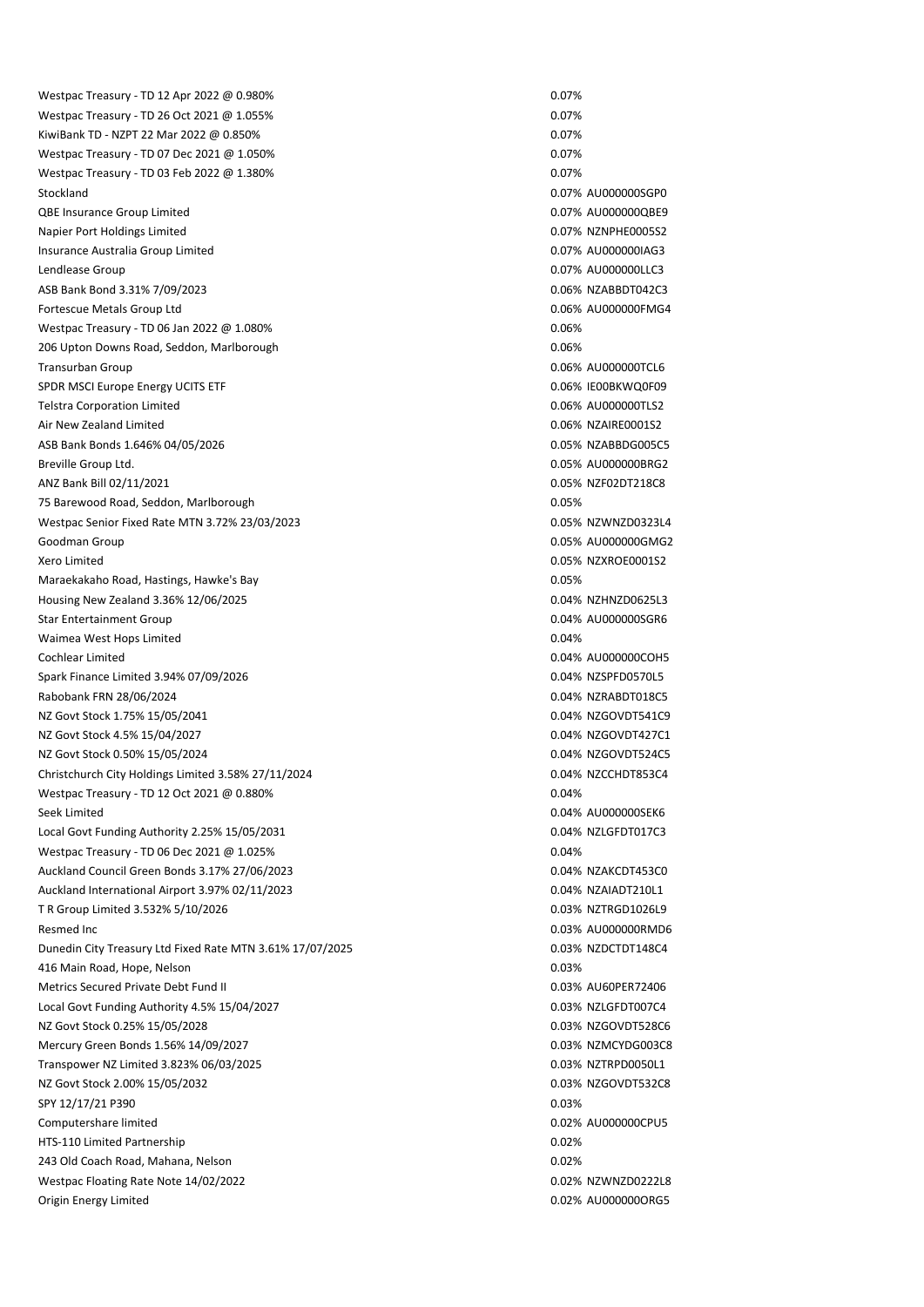| | | |
|---|---|---|
| Westpac Treasury - TD 12 Apr 2022 @ 0.980% | 0.07% | |
| Westpac Treasury - TD 26 Oct 2021 @ 1.055% | 0.07% | |
| KiwiBank TD - NZPT 22 Mar 2022 @ 0.850% | 0.07% | |
| Westpac Treasury - TD 07 Dec 2021 @ 1.050% | 0.07% | |
| Westpac Treasury - TD 03 Feb 2022 @ 1.380% | 0.07% | |
| Stockland | 0.07% | AU000000SGP0 |
| QBE Insurance Group Limited | 0.07% | AU000000QBE9 |
| Napier Port Holdings Limited | 0.07% | NZNPHE0005S2 |
| Insurance Australia Group Limited | 0.07% | AU000000IAG3 |
| Lendlease Group | 0.07% | AU000000LLC3 |
| ASB Bank Bond 3.31% 7/09/2023 | 0.06% | NZABBDT042C3 |
| Fortescue Metals Group Ltd | 0.06% | AU000000FMG4 |
| Westpac Treasury - TD 06 Jan 2022 @ 1.080% | 0.06% | |
| 206 Upton Downs Road, Seddon, Marlborough | 0.06% | |
| Transurban Group | 0.06% | AU000000TCL6 |
| SPDR MSCI Europe Energy UCITS ETF | 0.06% | IE00BKWQ0F09 |
| Telstra Corporation Limited | 0.06% | AU000000TLS2 |
| Air New Zealand Limited | 0.06% | NZAIRE0001S2 |
| ASB Bank Bonds 1.646% 04/05/2026 | 0.05% | NZABBDG005C5 |
| Breville Group Ltd. | 0.05% | AU000000BRG2 |
| ANZ Bank Bill 02/11/2021 | 0.05% | NZF02DT218C8 |
| 75 Barewood Road, Seddon, Marlborough | 0.05% | |
| Westpac Senior Fixed Rate MTN 3.72% 23/03/2023 | 0.05% | NZWNZD0323L4 |
| Goodman Group | 0.05% | AU000000GMG2 |
| Xero Limited | 0.05% | NZXROE0001S2 |
| Maraekakaho Road, Hastings, Hawke's Bay | 0.05% | |
| Housing New Zealand 3.36% 12/06/2025 | 0.04% | NZHNZD0625L3 |
| Star Entertainment Group | 0.04% | AU000000SGR6 |
| Waimea West Hops Limited | 0.04% | |
| Cochlear Limited | 0.04% | AU000000COH5 |
| Spark Finance Limited 3.94% 07/09/2026 | 0.04% | NZSPFD0570L5 |
| Rabobank FRN 28/06/2024 | 0.04% | NZRABDT018C5 |
| NZ Govt Stock 1.75% 15/05/2041 | 0.04% | NZGOVDT541C9 |
| NZ Govt Stock 4.5% 15/04/2027 | 0.04% | NZGOVDT427C1 |
| NZ Govt Stock 0.50% 15/05/2024 | 0.04% | NZGOVDT524C5 |
| Christchurch City Holdings Limited 3.58% 27/11/2024 | 0.04% | NZCCHDT853C4 |
| Westpac Treasury - TD 12 Oct 2021 @ 0.880% | 0.04% | |
| Seek Limited | 0.04% | AU000000SEK6 |
| Local Govt Funding Authority 2.25% 15/05/2031 | 0.04% | NZLGFDT017C3 |
| Westpac Treasury - TD 06 Dec 2021 @ 1.025% | 0.04% | |
| Auckland Council Green Bonds 3.17% 27/06/2023 | 0.04% | NZAKCDT453C0 |
| Auckland International Airport 3.97% 02/11/2023 | 0.04% | NZAIADT210L1 |
| T R Group Limited 3.532% 5/10/2026 | 0.03% | NZTRGD1026L9 |
| Resmed Inc | 0.03% | AU000000RMD6 |
| Dunedin City Treasury Ltd Fixed Rate MTN 3.61% 17/07/2025 | 0.03% | NZDCTDT148C4 |
| 416 Main Road, Hope, Nelson | 0.03% | |
| Metrics Secured Private Debt Fund II | 0.03% | AU60PER72406 |
| Local Govt Funding Authority 4.5% 15/04/2027 | 0.03% | NZLGFDT007C4 |
| NZ Govt Stock 0.25% 15/05/2028 | 0.03% | NZGOVDT528C6 |
| Mercury Green Bonds 1.56% 14/09/2027 | 0.03% | NZMCYDG003C8 |
| Transpower NZ Limited 3.823% 06/03/2025 | 0.03% | NZTRPD0050L1 |
| NZ Govt Stock 2.00% 15/05/2032 | 0.03% | NZGOVDT532C8 |
| SPY 12/17/21 P390 | 0.03% | |
| Computershare limited | 0.02% | AU000000CPU5 |
| HTS-110 Limited Partnership | 0.02% | |
| 243 Old Coach Road, Mahana, Nelson | 0.02% | |
| Westpac Floating Rate Note 14/02/2022 | 0.02% | NZWNZD0222L8 |
| Origin Energy Limited | 0.02% | AU000000ORG5 |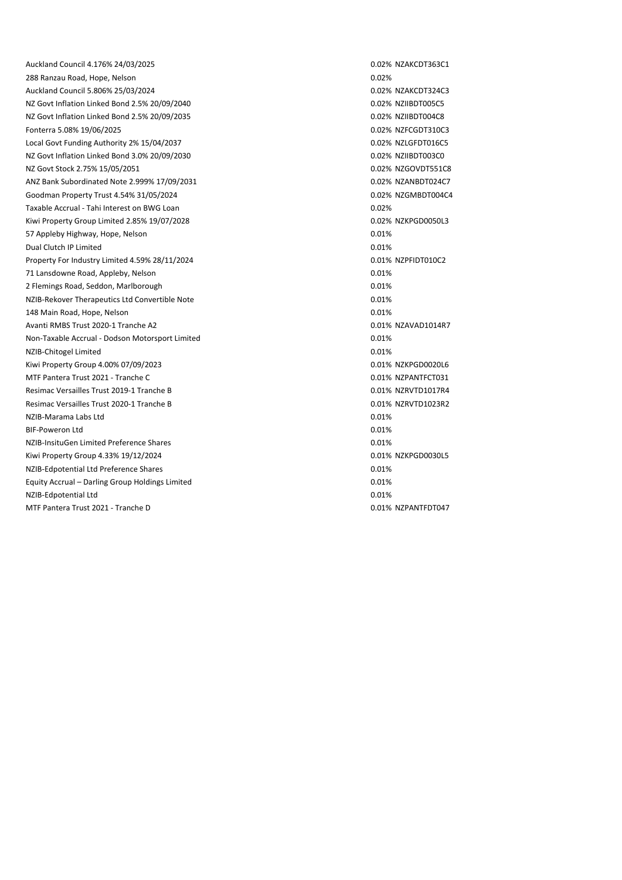| | | |
|---|---|---|
| Auckland Council 4.176% 24/03/2025 | 0.02% | NZAKCDT363C1 |
| 288 Ranzau Road, Hope, Nelson | 0.02% | |
| Auckland Council 5.806% 25/03/2024 | 0.02% | NZAKCDT324C3 |
| NZ Govt Inflation Linked Bond 2.5% 20/09/2040 | 0.02% | NZIIBDT005C5 |
| NZ Govt Inflation Linked Bond 2.5% 20/09/2035 | 0.02% | NZIIBDT004C8 |
| Fonterra 5.08% 19/06/2025 | 0.02% | NZFCGDT310C3 |
| Local Govt Funding Authority 2% 15/04/2037 | 0.02% | NZLGFDT016C5 |
| NZ Govt Inflation Linked Bond 3.0% 20/09/2030 | 0.02% | NZIIBDT003C0 |
| NZ Govt Stock 2.75% 15/05/2051 | 0.02% | NZGOVDT551C8 |
| ANZ Bank Subordinated Note 2.999% 17/09/2031 | 0.02% | NZANBDT024C7 |
| Goodman Property Trust 4.54% 31/05/2024 | 0.02% | NZGMBDT004C4 |
| Taxable Accrual - Tahi Interest on BWG Loan | 0.02% | |
| Kiwi Property Group Limited 2.85% 19/07/2028 | 0.02% | NZKPGD0050L3 |
| 57 Appleby Highway, Hope, Nelson | 0.01% | |
| Dual Clutch IP Limited | 0.01% | |
| Property For Industry Limited 4.59% 28/11/2024 | 0.01% | NZPFIDT010C2 |
| 71 Lansdowne Road, Appleby, Nelson | 0.01% | |
| 2 Flemings Road, Seddon, Marlborough | 0.01% | |
| NZIB-Rekover Therapeutics Ltd Convertible Note | 0.01% | |
| 148 Main Road, Hope, Nelson | 0.01% | |
| Avanti RMBS Trust 2020-1 Tranche A2 | 0.01% | NZAVAD1014R7 |
| Non-Taxable Accrual - Dodson Motorsport Limited | 0.01% | |
| NZIB-Chitogel Limited | 0.01% | |
| Kiwi Property Group 4.00% 07/09/2023 | 0.01% | NZKPGD0020L6 |
| MTF Pantera Trust 2021 - Tranche C | 0.01% | NZPANTFCT031 |
| Resimac Versailles Trust 2019-1 Tranche B | 0.01% | NZRVTD1017R4 |
| Resimac Versailles Trust 2020-1 Tranche B | 0.01% | NZRVTD1023R2 |
| NZIB-Marama Labs Ltd | 0.01% | |
| BIF-Poweron Ltd | 0.01% | |
| NZIB-InsituGen Limited Preference Shares | 0.01% | |
| Kiwi Property Group 4.33% 19/12/2024 | 0.01% | NZKPGD0030L5 |
| NZIB-Edpotential Ltd Preference Shares | 0.01% | |
| Equity Accrual – Darling Group Holdings Limited | 0.01% | |
| NZIB-Edpotential Ltd | 0.01% | |
| MTF Pantera Trust 2021 - Tranche D | 0.01% | NZPANTFDT047 |